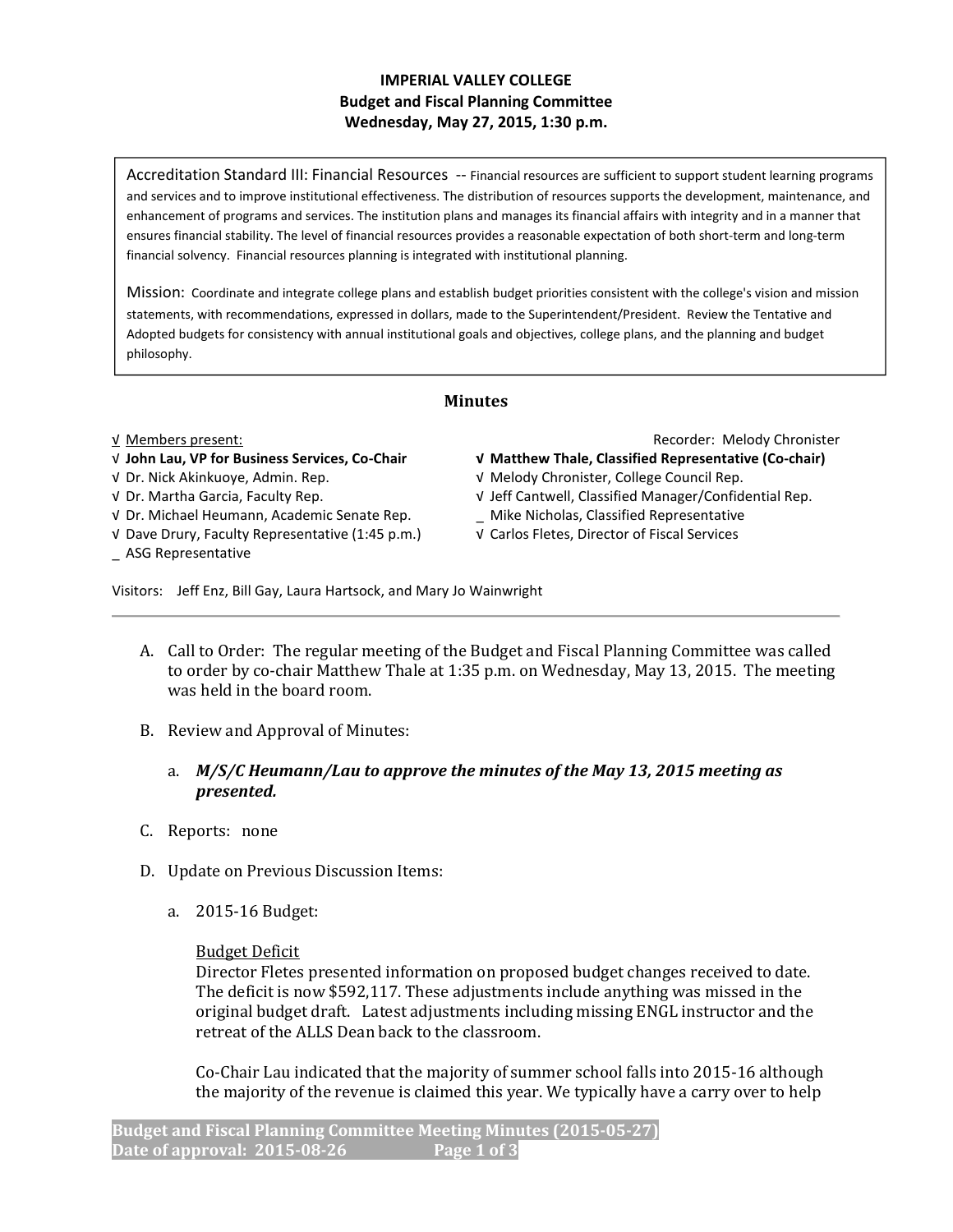**IMPERIAL VALLEY COLLEGE**
**Budget and Fiscal Planning Committee**
**Wednesday, May 27, 2015, 1:30 p.m.**

> Accreditation Standard III: Financial Resources -- Financial resources are sufficient to support student learning programs and services and to improve institutional effectiveness. The distribution of resources supports the development, maintenance, and enhancement of programs and services. The institution plans and manages its financial affairs with integrity and in a manner that ensures financial stability. The level of financial resources provides a reasonable expectation of both short-term and long-term financial solvency. Financial resources planning is integrated with institutional planning.
>
> Mission: Coordinate and integrate college plans and establish budget priorities consistent with the college's vision and mission statements, with recommendations, expressed in dollars, made to the Superintendent/President. Review the Tentative and Adopted budgets for consistency with annual institutional goals and objectives, college plans, and the planning and budget philosophy.

## Minutes

√ Members present: — Recorder: Melody Chronister

- √ **John Lau, VP for Business Services, Co-Chair**
- √ Dr. Nick Akinkuoye, Admin. Rep.
- √ Dr. Martha Garcia, Faculty Rep.
- √ Dr. Michael Heumann, Academic Senate Rep.
- √ Dave Drury, Faculty Representative (1:45 p.m.)
- _ ASG Representative
- √ **Matthew Thale, Classified Representative (Co-chair)**
- √ Melody Chronister, College Council Rep.
- √ Jeff Cantwell, Classified Manager/Confidential Rep.
- _ Mike Nicholas, Classified Representative
- √ Carlos Fletes, Director of Fiscal Services

Visitors: Jeff Enz, Bill Gay, Laura Hartsock, and Mary Jo Wainwright

A. Call to Order: The regular meeting of the Budget and Fiscal Planning Committee was called to order by co-chair Matthew Thale at 1:35 p.m. on Wednesday, May 13, 2015. The meeting was held in the board room.

B. Review and Approval of Minutes:

   a. ***M/S/C Heumann/Lau to approve the minutes of the May 13, 2015 meeting as presented.***

C. Reports: none

D. Update on Previous Discussion Items:

   a. 2015-16 Budget:

   Budget Deficit
   Director Fletes presented information on proposed budget changes received to date. The deficit is now $592,117. These adjustments include anything was missed in the original budget draft. Latest adjustments including missing ENGL instructor and the retreat of the ALLS Dean back to the classroom.

   Co-Chair Lau indicated that the majority of summer school falls into 2015-16 although the majority of the revenue is claimed this year. We typically have a carry over to help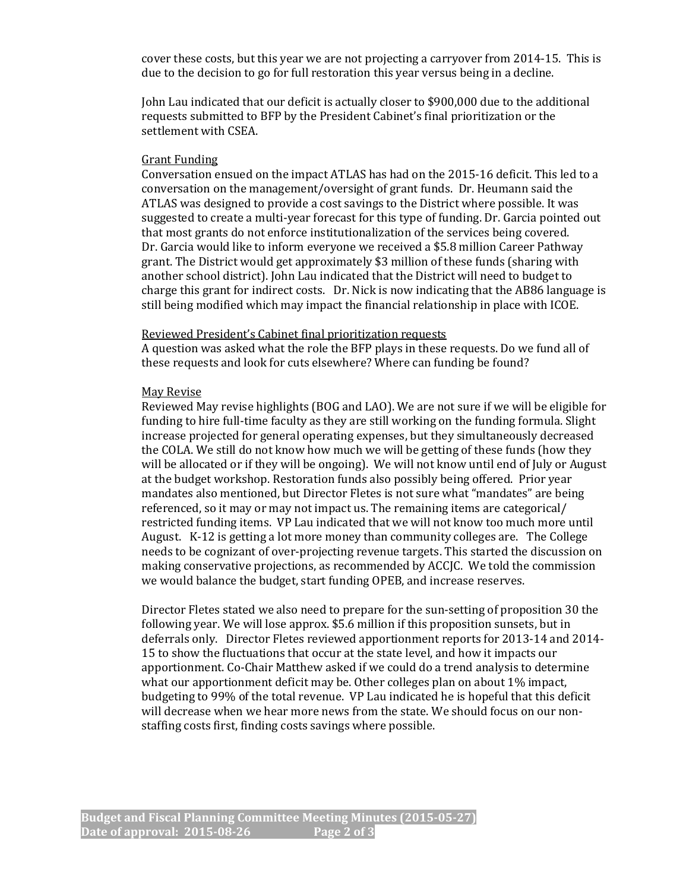cover these costs, but this year we are not projecting a carryover from 2014-15. This is due to the decision to go for full restoration this year versus being in a decline.

John Lau indicated that our deficit is actually closer to $900,000 due to the additional requests submitted to BFP by the President Cabinet's final prioritization or the settlement with CSEA.

Grant Funding

Conversation ensued on the impact ATLAS has had on the 2015-16 deficit. This led to a conversation on the management/oversight of grant funds. Dr. Heumann said the ATLAS was designed to provide a cost savings to the District where possible. It was suggested to create a multi-year forecast for this type of funding. Dr. Garcia pointed out that most grants do not enforce institutionalization of the services being covered. Dr. Garcia would like to inform everyone we received a $5.8 million Career Pathway grant. The District would get approximately $3 million of these funds (sharing with another school district). John Lau indicated that the District will need to budget to charge this grant for indirect costs. Dr. Nick is now indicating that the AB86 language is still being modified which may impact the financial relationship in place with ICOE.

Reviewed President's Cabinet final prioritization requests

A question was asked what the role the BFP plays in these requests. Do we fund all of these requests and look for cuts elsewhere? Where can funding be found?

May Revise

Reviewed May revise highlights (BOG and LAO). We are not sure if we will be eligible for funding to hire full-time faculty as they are still working on the funding formula. Slight increase projected for general operating expenses, but they simultaneously decreased the COLA. We still do not know how much we will be getting of these funds (how they will be allocated or if they will be ongoing). We will not know until end of July or August at the budget workshop. Restoration funds also possibly being offered. Prior year mandates also mentioned, but Director Fletes is not sure what "mandates" are being referenced, so it may or may not impact us. The remaining items are categorical/ restricted funding items. VP Lau indicated that we will not know too much more until August. K-12 is getting a lot more money than community colleges are. The College needs to be cognizant of over-projecting revenue targets. This started the discussion on making conservative projections, as recommended by ACCJC. We told the commission we would balance the budget, start funding OPEB, and increase reserves.

Director Fletes stated we also need to prepare for the sun-setting of proposition 30 the following year. We will lose approx. $5.6 million if this proposition sunsets, but in deferrals only. Director Fletes reviewed apportionment reports for 2013-14 and 2014-15 to show the fluctuations that occur at the state level, and how it impacts our apportionment. Co-Chair Matthew asked if we could do a trend analysis to determine what our apportionment deficit may be. Other colleges plan on about 1% impact, budgeting to 99% of the total revenue. VP Lau indicated he is hopeful that this deficit will decrease when we hear more news from the state. We should focus on our non-staffing costs first, finding costs savings where possible.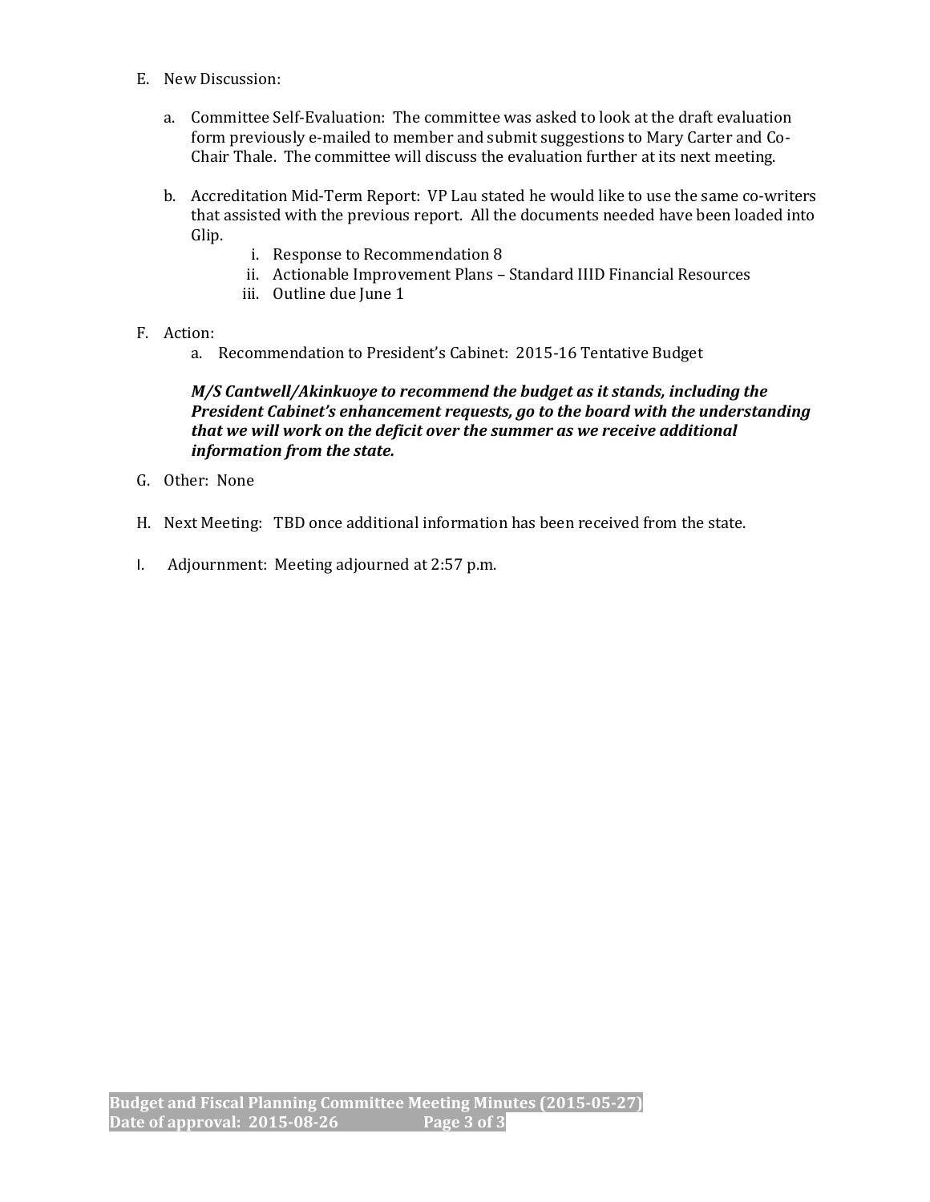E. New Discussion:

   a. Committee Self-Evaluation: The committee was asked to look at the draft evaluation form previously e-mailed to member and submit suggestions to Mary Carter and Co-Chair Thale. The committee will discuss the evaluation further at its next meeting.

   b. Accreditation Mid-Term Report: VP Lau stated he would like to use the same co-writers that assisted with the previous report. All the documents needed have been loaded into Glip.

      i. Response to Recommendation 8
      ii. Actionable Improvement Plans – Standard IIID Financial Resources
      iii. Outline due June 1

F. Action:

   a. Recommendation to President's Cabinet: 2015-16 Tentative Budget

   ***M/S Cantwell/Akinkuoye to recommend the budget as it stands, including the President Cabinet's enhancement requests, go to the board with the understanding that we will work on the deficit over the summer as we receive additional information from the state.***

G. Other: None

H. Next Meeting: TBD once additional information has been received from the state.

I. Adjournment: Meeting adjourned at 2:57 p.m.